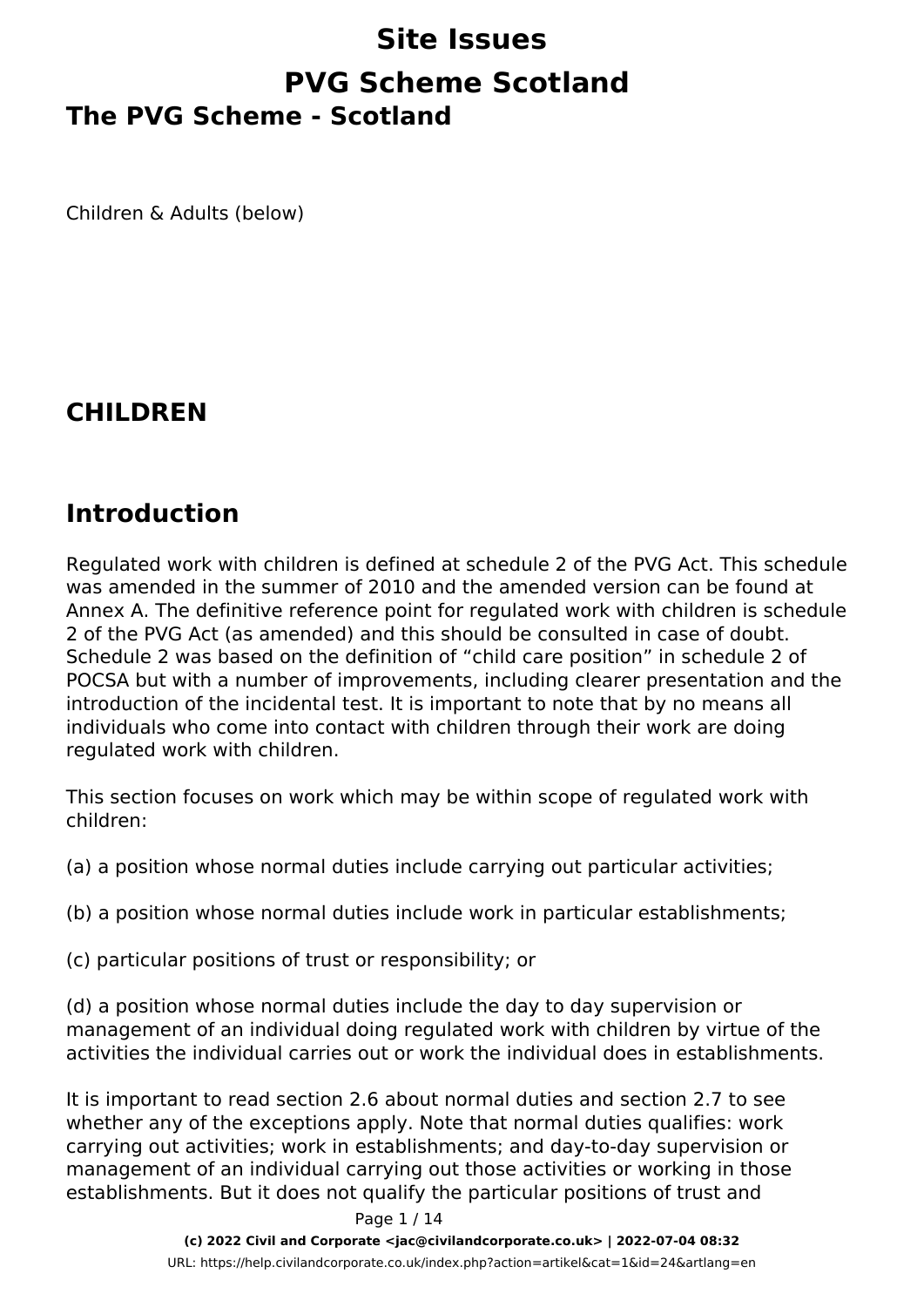# Site Issues

# PVG Scheme Scotland

## The PVG Scheme - Scotland

Children & Adults (below)

## CHILDREN

## Introduction

Regulated work with children is defined at schedule 2 of the PVG Act. This schedule was amended in the summer of 2010 and the amended version can be found at Annex A. The definitive reference point for regulated work with children is schedule 2 of the PVG Act (as amended) and this should be consulted in case of doubt. Schedule 2 was based on the definition of "child care position" in schedule 2 of POCSA but with a number of improvements, including clearer presentation and the introduction of the incidental test. It is important to note that by no means all individuals who come into contact with children through their work are doing regulated work with children.

This section focuses on work which may be within scope of regulated work with children:

(a) a position whose normal duties include carrying out particular activities;

(b) a position whose normal duties include work in particular establishments;

(c) particular positions of trust or responsibility; or

(d) a position whose normal duties include the day to day supervision or management of an individual doing regulated work with children by virtue of the activities the individual carries out or work the individual does in establishments.

It is important to read section 2.6 about normal duties and section 2.7 to see whether any of the exceptions apply. Note that normal duties qualifies: work carrying out activities; work in establishments; and day-to-day supervision or management of an individual carrying out those activities or working in those establishments. But it does not qualify the particular positions of trust and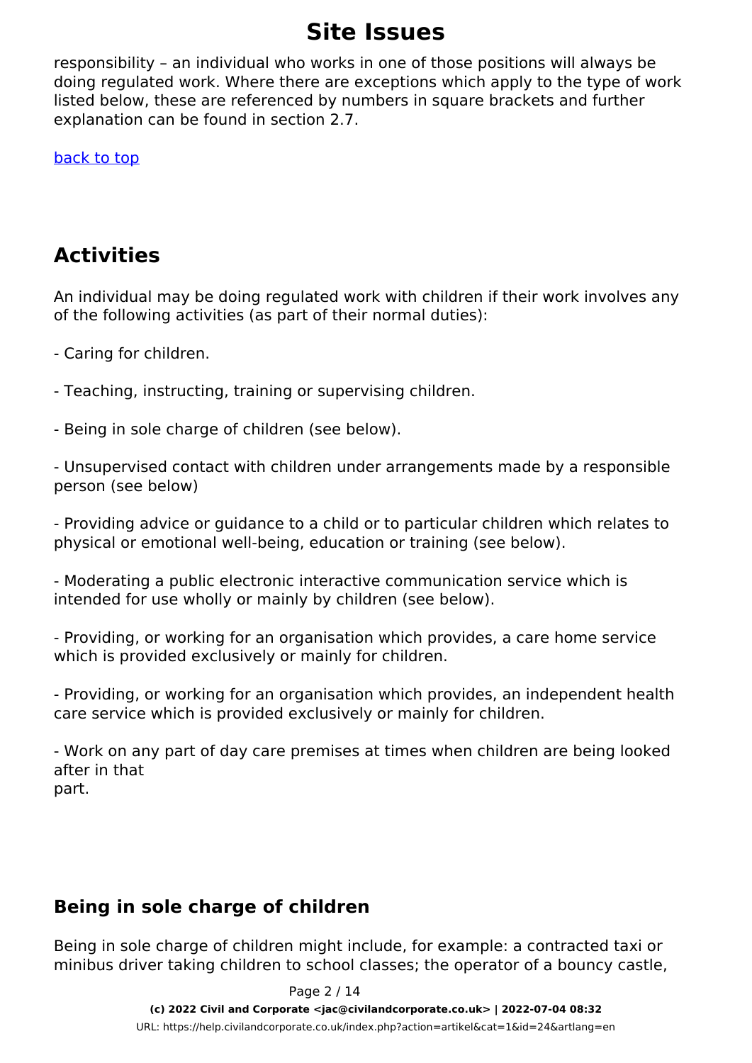responsibility – an individual who works in one of those positions will always be doing regulated work. Where there are exceptions which apply to the type of work listed below, these are referenced by numbers in square brackets and further explanation can be found in section 2.7.

back to top

## Activities

An individual may be doing regulated work with children if their work involves any of the following activities (as part of their normal duties):

- Caring for children.

- Teaching, instructing, training or supervising children.

- Being in sole charge of children (see below).

- Unsupervised contact with children under arrangements made by a responsible person (see below)

- Providing advice or guidance to a child or to particular children which relates to physical or emotional well-being, education or training (see below).

- Moderating a public electronic interactive communication service which is intended for use wholly or mainly by children (see below).

- Providing, or working for an organisation which provides, a care home service which is provided exclusively or mainly for children.

- Providing, or working for an organisation which provides, an independent health care service which is provided exclusively or mainly for children.

- Work on any part of day care premises at times when children are being looked after in that part.

### Being in sole charge of children

Being in sole charge of children might include, for example: a contracted taxi or minibus driver taking children to school classes; the operator of a bouncy castle,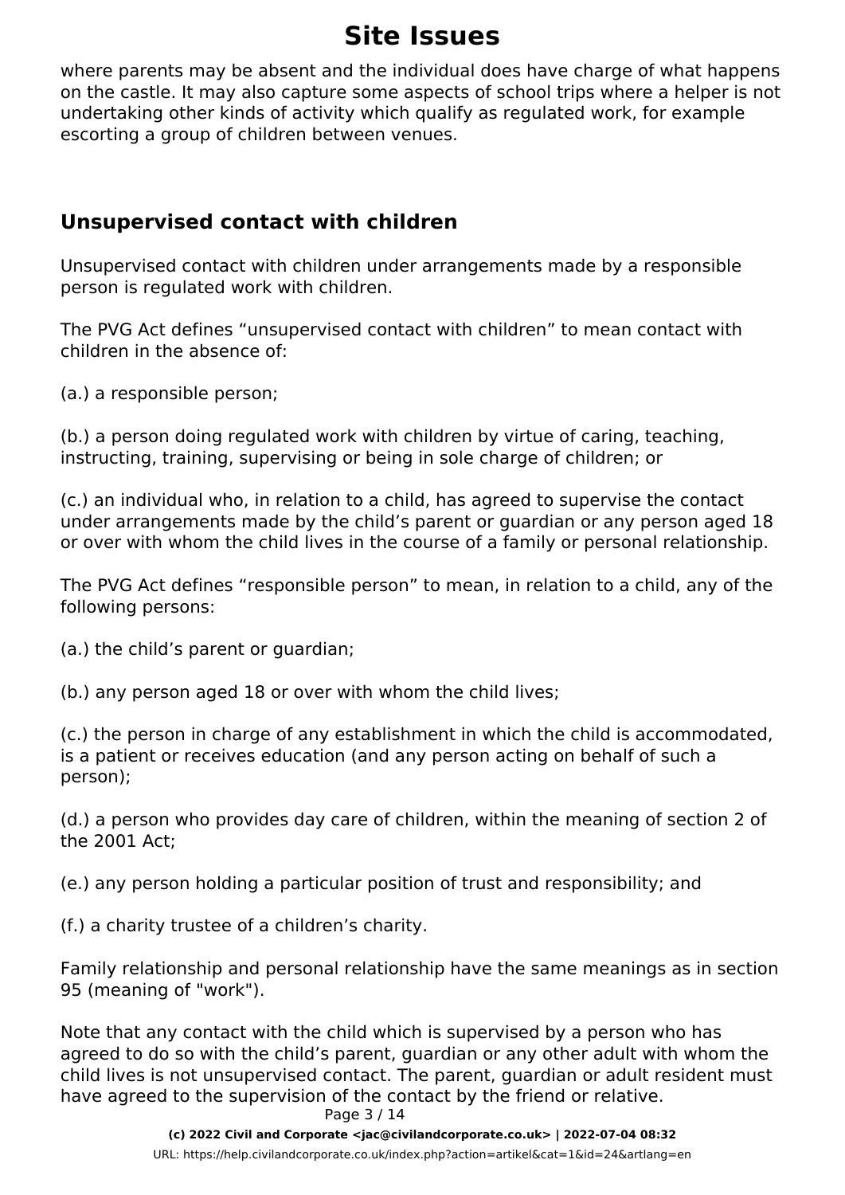where parents may be absent and the individual does have charge of what happens on the castle. It may also capture some aspects of school trips where a helper is not undertaking other kinds of activity which qualify as regulated work, for example escorting a group of children between venues.

## Unsupervised contact with children

Unsupervised contact with children under arrangements made by a responsible person is regulated work with children.

The PVG Act defines “unsupervised contact with children” to mean contact with children in the absence of:

(a.) a responsible person;

(b.) a person doing regulated work with children by virtue of caring, teaching, instructing, training, supervising or being in sole charge of children; or

(c.) an individual who, in relation to a child, has agreed to supervise the contact under arrangements made by the child’s parent or guardian or any person aged 18 or over with whom the child lives in the course of a family or personal relationship.

The PVG Act defines “responsible person” to mean, in relation to a child, any of the following persons:

(a.) the child’s parent or guardian;

(b.) any person aged 18 or over with whom the child lives;

(c.) the person in charge of any establishment in which the child is accommodated, is a patient or receives education (and any person acting on behalf of such a person);

(d.) a person who provides day care of children, within the meaning of section 2 of the 2001 Act;

(e.) any person holding a particular position of trust and responsibility; and

(f.) a charity trustee of a children’s charity.

Family relationship and personal relationship have the same meanings as in section 95 (meaning of "work").

Note that any contact with the child which is supervised by a person who has agreed to do so with the child’s parent, guardian or any other adult with whom the child lives is not unsupervised contact. The parent, guardian or adult resident must have agreed to the supervision of the contact by the friend or relative.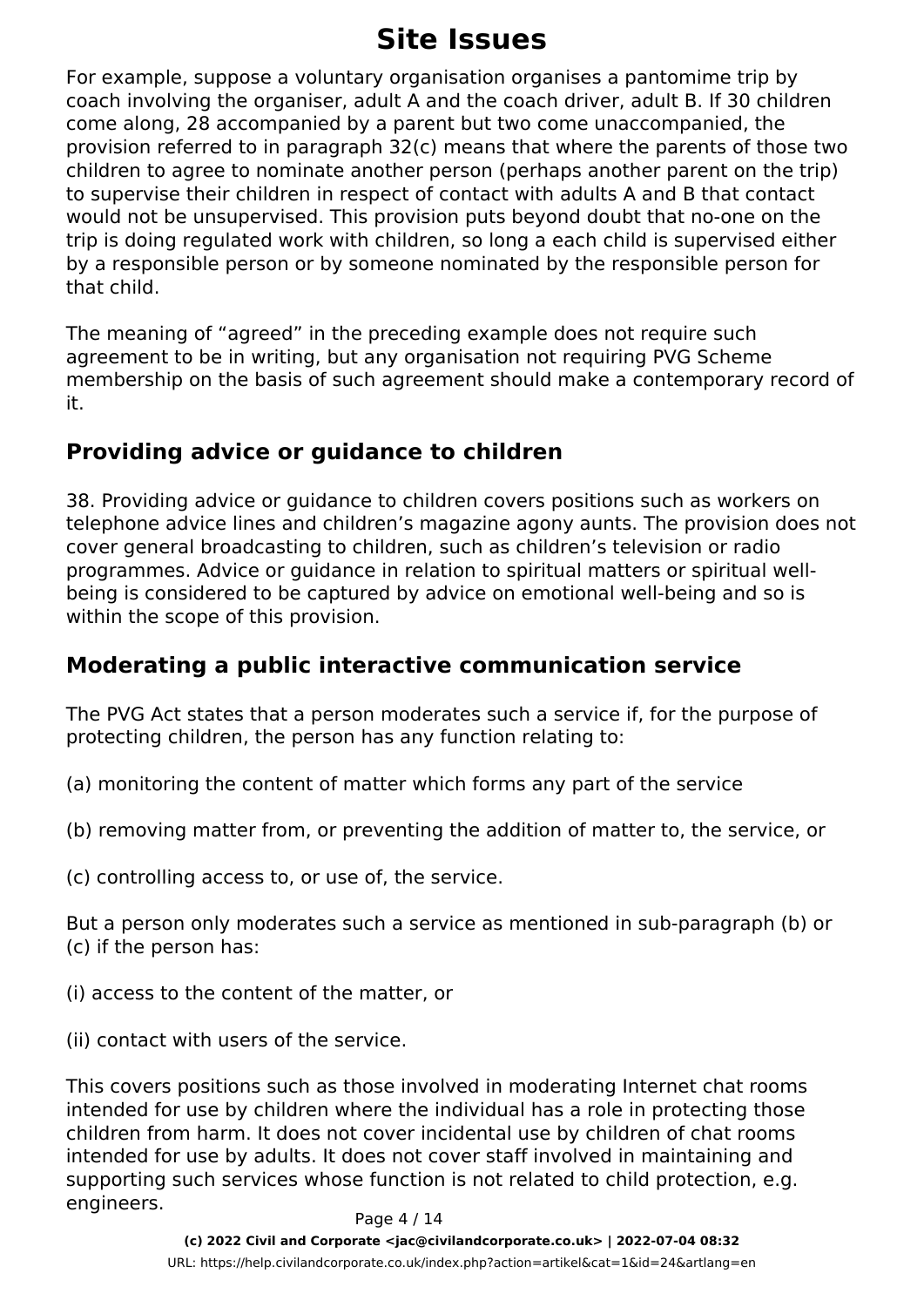For example, suppose a voluntary organisation organises a pantomime trip by coach involving the organiser, adult A and the coach driver, adult B. If 30 children come along, 28 accompanied by a parent but two come unaccompanied, the provision referred to in paragraph 32(c) means that where the parents of those two children to agree to nominate another person (perhaps another parent on the trip) to supervise their children in respect of contact with adults A and B that contact would not be unsupervised. This provision puts beyond doubt that no-one on the trip is doing regulated work with children, so long a each child is supervised either by a responsible person or by someone nominated by the responsible person for that child.

The meaning of “agreed” in the preceding example does not require such agreement to be in writing, but any organisation not requiring PVG Scheme membership on the basis of such agreement should make a contemporary record of it.

## Providing advice or guidance to children

38. Providing advice or guidance to children covers positions such as workers on telephone advice lines and children’s magazine agony aunts. The provision does not cover general broadcasting to children, such as children’s television or radio programmes. Advice or guidance in relation to spiritual matters or spiritual well-being is considered to be captured by advice on emotional well-being and so is within the scope of this provision.

## Moderating a public interactive communication service

The PVG Act states that a person moderates such a service if, for the purpose of protecting children, the person has any function relating to:

(a) monitoring the content of matter which forms any part of the service

(b) removing matter from, or preventing the addition of matter to, the service, or

(c) controlling access to, or use of, the service.

But a person only moderates such a service as mentioned in sub-paragraph (b) or (c) if the person has:

(i) access to the content of the matter, or

(ii) contact with users of the service.

This covers positions such as those involved in moderating Internet chat rooms intended for use by children where the individual has a role in protecting those children from harm. It does not cover incidental use by children of chat rooms intended for use by adults. It does not cover staff involved in maintaining and supporting such services whose function is not related to child protection, e.g. engineers.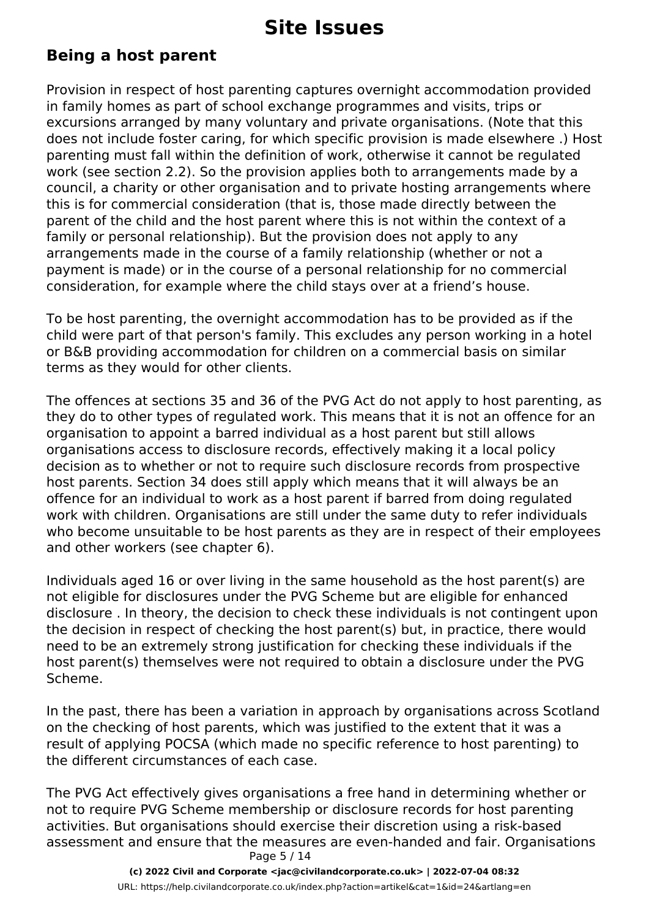## Being a host parent

Provision in respect of host parenting captures overnight accommodation provided in family homes as part of school exchange programmes and visits, trips or excursions arranged by many voluntary and private organisations. (Note that this does not include foster caring, for which specific provision is made elsewhere .) Host parenting must fall within the definition of work, otherwise it cannot be regulated work (see section 2.2). So the provision applies both to arrangements made by a council, a charity or other organisation and to private hosting arrangements where this is for commercial consideration (that is, those made directly between the parent of the child and the host parent where this is not within the context of a family or personal relationship). But the provision does not apply to any arrangements made in the course of a family relationship (whether or not a payment is made) or in the course of a personal relationship for no commercial consideration, for example where the child stays over at a friend's house.

To be host parenting, the overnight accommodation has to be provided as if the child were part of that person's family. This excludes any person working in a hotel or B&B providing accommodation for children on a commercial basis on similar terms as they would for other clients.

The offences at sections 35 and 36 of the PVG Act do not apply to host parenting, as they do to other types of regulated work. This means that it is not an offence for an organisation to appoint a barred individual as a host parent but still allows organisations access to disclosure records, effectively making it a local policy decision as to whether or not to require such disclosure records from prospective host parents. Section 34 does still apply which means that it will always be an offence for an individual to work as a host parent if barred from doing regulated work with children. Organisations are still under the same duty to refer individuals who become unsuitable to be host parents as they are in respect of their employees and other workers (see chapter 6).

Individuals aged 16 or over living in the same household as the host parent(s) are not eligible for disclosures under the PVG Scheme but are eligible for enhanced disclosure . In theory, the decision to check these individuals is not contingent upon the decision in respect of checking the host parent(s) but, in practice, there would need to be an extremely strong justification for checking these individuals if the host parent(s) themselves were not required to obtain a disclosure under the PVG Scheme.

In the past, there has been a variation in approach by organisations across Scotland on the checking of host parents, which was justified to the extent that it was a result of applying POCSA (which made no specific reference to host parenting) to the different circumstances of each case.

The PVG Act effectively gives organisations a free hand in determining whether or not to require PVG Scheme membership or disclosure records for host parenting activities. But organisations should exercise their discretion using a risk-based assessment and ensure that the measures are even-handed and fair. Organisations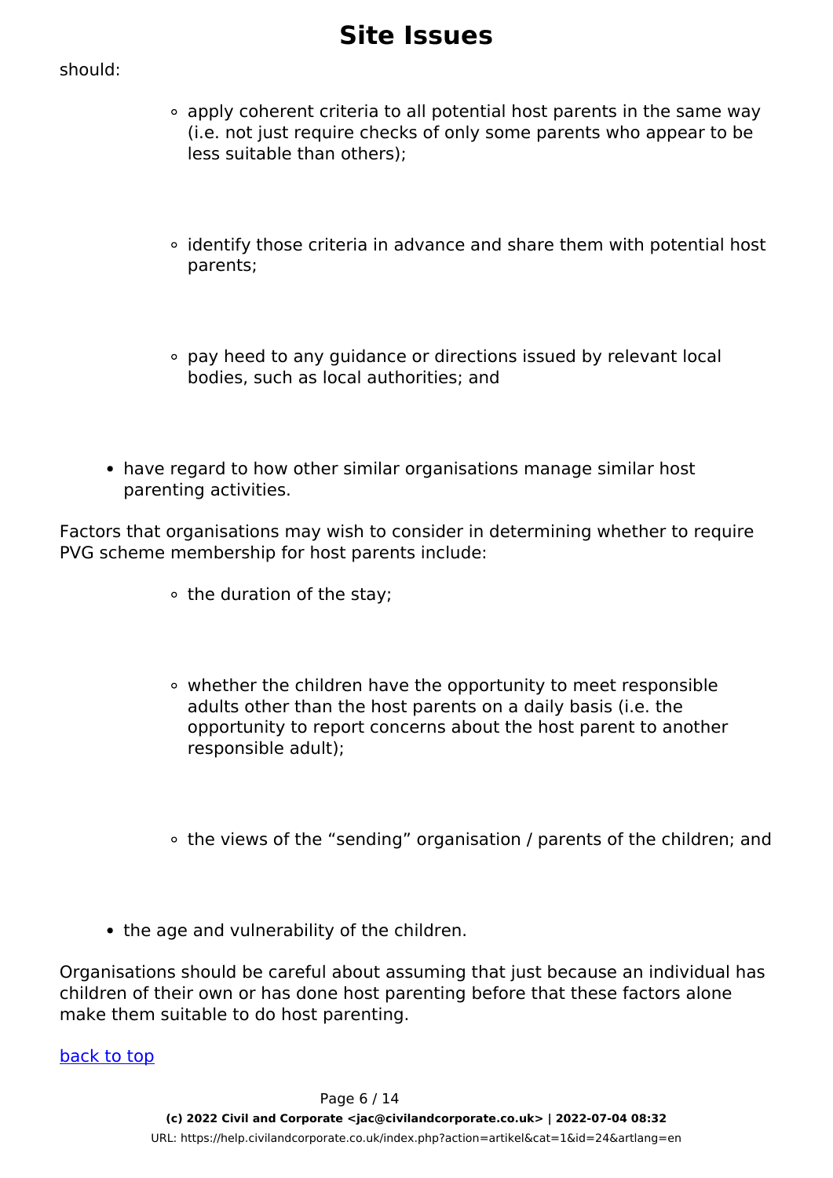should:

  - apply coherent criteria to all potential host parents in the same way (i.e. not just require checks of only some parents who appear to be less suitable than others);
  - identify those criteria in advance and share them with potential host parents;
  - pay heed to any guidance or directions issued by relevant local bodies, such as local authorities; and
- have regard to how other similar organisations manage similar host parenting activities.

Factors that organisations may wish to consider in determining whether to require PVG scheme membership for host parents include:

  - the duration of the stay;
  - whether the children have the opportunity to meet responsible adults other than the host parents on a daily basis (i.e. the opportunity to report concerns about the host parent to another responsible adult);
  - the views of the "sending" organisation / parents of the children; and
- the age and vulnerability of the children.

Organisations should be careful about assuming that just because an individual has children of their own or has done host parenting before that these factors alone make them suitable to do host parenting.

back to top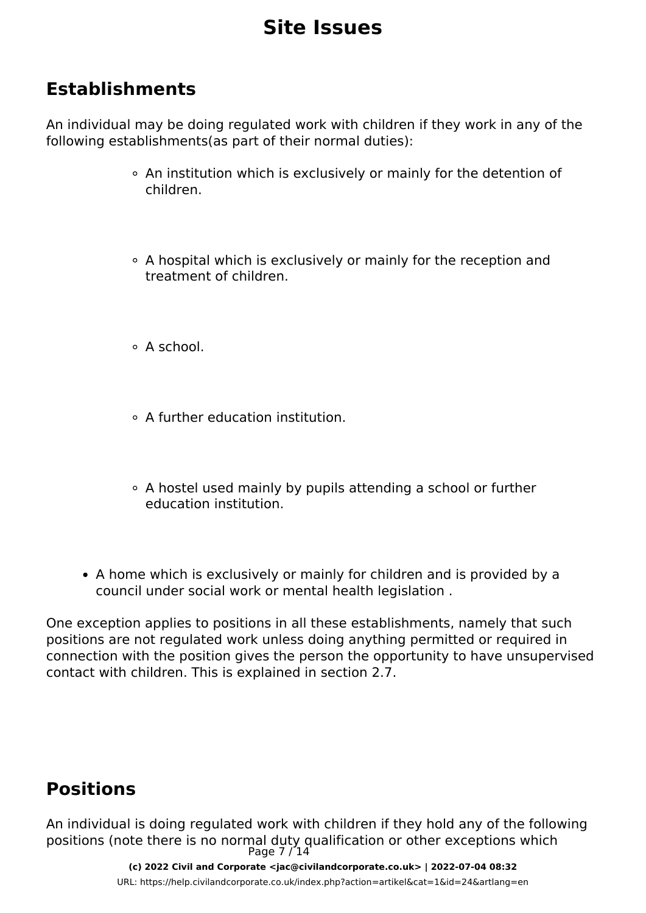# Site Issues

## Establishments

An individual may be doing regulated work with children if they work in any of the following establishments(as part of their normal duties):

- An institution which is exclusively or mainly for the detention of children.
- A hospital which is exclusively or mainly for the reception and treatment of children.
- A school.
- A further education institution.
- A hostel used mainly by pupils attending a school or further education institution.
- A home which is exclusively or mainly for children and is provided by a council under social work or mental health legislation .

One exception applies to positions in all these establishments, namely that such positions are not regulated work unless doing anything permitted or required in connection with the position gives the person the opportunity to have unsupervised contact with children. This is explained in section 2.7.

## Positions

An individual is doing regulated work with children if they hold any of the following positions (note there is no normal duty qualification or other exceptions which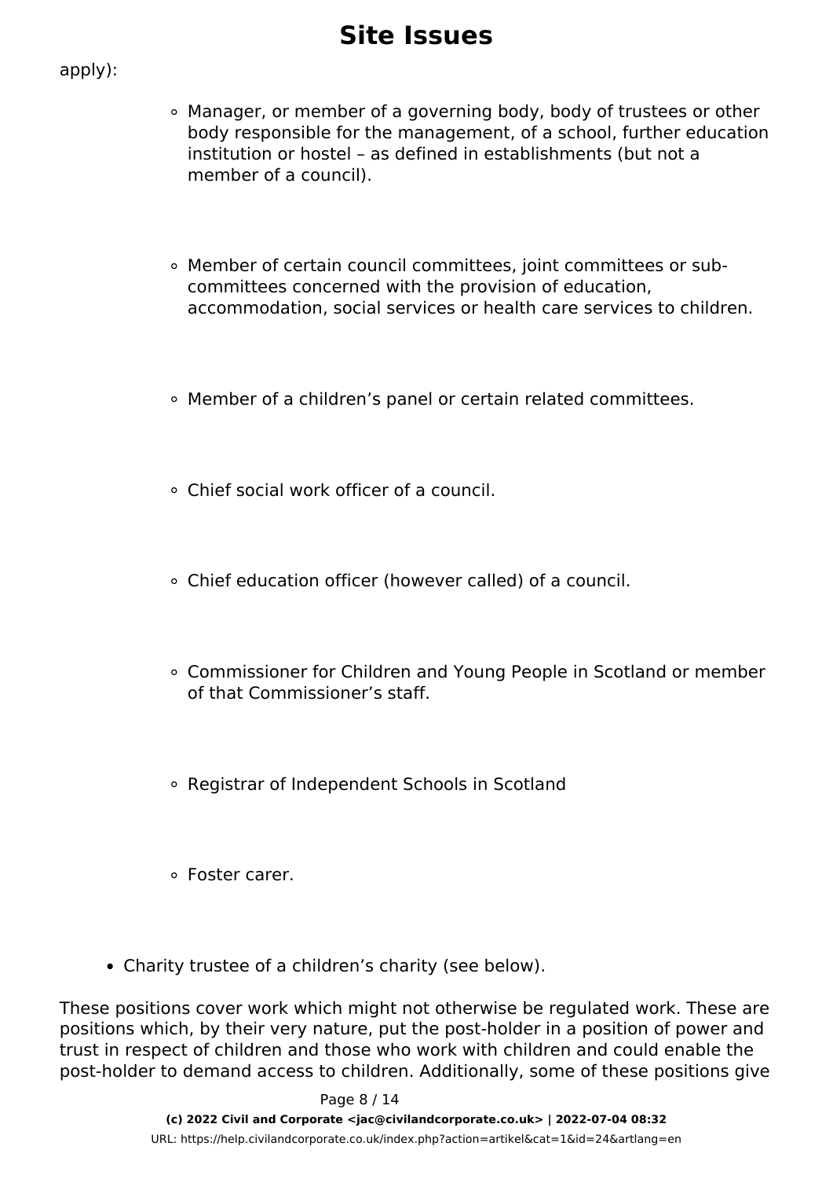apply):

    - Manager, or member of a governing body, body of trustees or other body responsible for the management, of a school, further education institution or hostel – as defined in establishments (but not a member of a council).
    - Member of certain council committees, joint committees or sub-committees concerned with the provision of education, accommodation, social services or health care services to children.
    - Member of a children's panel or certain related committees.
    - Chief social work officer of a council.
    - Chief education officer (however called) of a council.
    - Commissioner for Children and Young People in Scotland or member of that Commissioner's staff.
    - Registrar of Independent Schools in Scotland
    - Foster carer.

- Charity trustee of a children's charity (see below).

These positions cover work which might not otherwise be regulated work. These are positions which, by their very nature, put the post-holder in a position of power and trust in respect of children and those who work with children and could enable the post-holder to demand access to children. Additionally, some of these positions give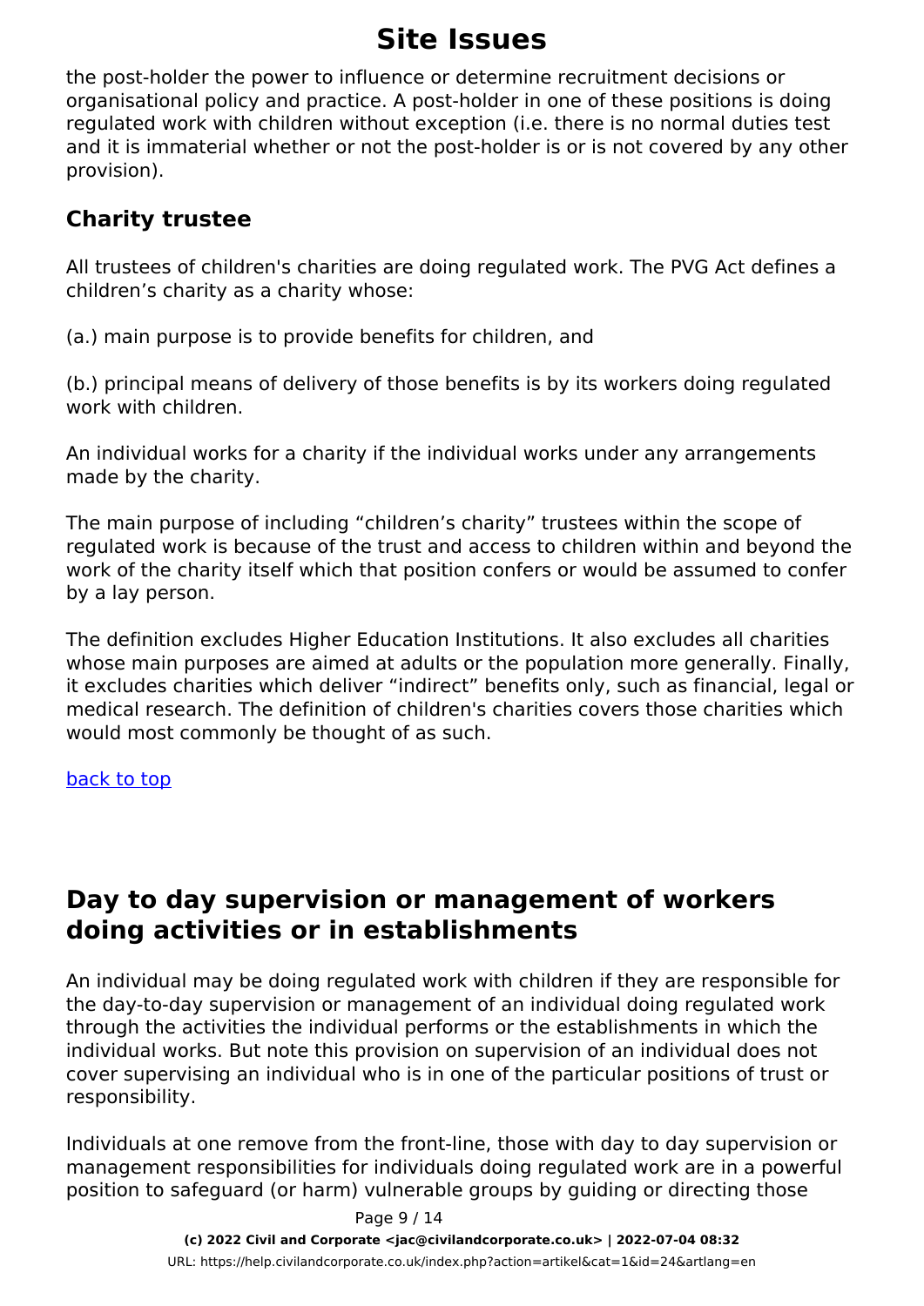the post-holder the power to influence or determine recruitment decisions or organisational policy and practice. A post-holder in one of these positions is doing regulated work with children without exception (i.e. there is no normal duties test and it is immaterial whether or not the post-holder is or is not covered by any other provision).

### Charity trustee

All trustees of children's charities are doing regulated work. The PVG Act defines a children's charity as a charity whose:

(a.) main purpose is to provide benefits for children, and

(b.) principal means of delivery of those benefits is by its workers doing regulated work with children.

An individual works for a charity if the individual works under any arrangements made by the charity.

The main purpose of including "children's charity" trustees within the scope of regulated work is because of the trust and access to children within and beyond the work of the charity itself which that position confers or would be assumed to confer by a lay person.

The definition excludes Higher Education Institutions. It also excludes all charities whose main purposes are aimed at adults or the population more generally. Finally, it excludes charities which deliver "indirect" benefits only, such as financial, legal or medical research. The definition of children's charities covers those charities which would most commonly be thought of as such.

back to top

## Day to day supervision or management of workers doing activities or in establishments

An individual may be doing regulated work with children if they are responsible for the day-to-day supervision or management of an individual doing regulated work through the activities the individual performs or the establishments in which the individual works. But note this provision on supervision of an individual does not cover supervising an individual who is in one of the particular positions of trust or responsibility.

Individuals at one remove from the front-line, those with day to day supervision or management responsibilities for individuals doing regulated work are in a powerful position to safeguard (or harm) vulnerable groups by guiding or directing those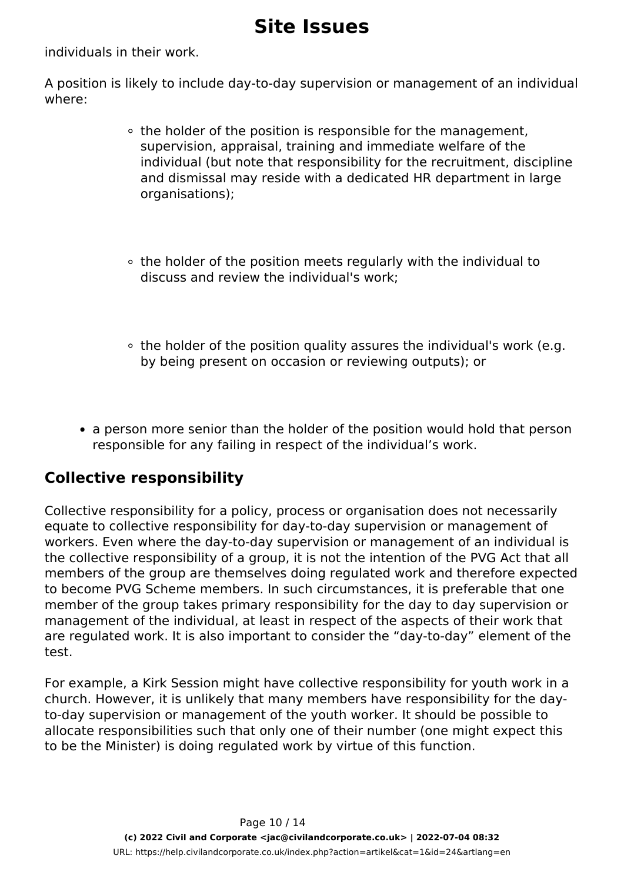individuals in their work.

A position is likely to include day-to-day supervision or management of an individual where:

- the holder of the position is responsible for the management, supervision, appraisal, training and immediate welfare of the individual (but note that responsibility for the recruitment, discipline and dismissal may reside with a dedicated HR department in large organisations);
- the holder of the position meets regularly with the individual to discuss and review the individual's work;
- the holder of the position quality assures the individual's work (e.g. by being present on occasion or reviewing outputs); or
- a person more senior than the holder of the position would hold that person responsible for any failing in respect of the individual's work.

## Collective responsibility

Collective responsibility for a policy, process or organisation does not necessarily equate to collective responsibility for day-to-day supervision or management of workers. Even where the day-to-day supervision or management of an individual is the collective responsibility of a group, it is not the intention of the PVG Act that all members of the group are themselves doing regulated work and therefore expected to become PVG Scheme members. In such circumstances, it is preferable that one member of the group takes primary responsibility for the day to day supervision or management of the individual, at least in respect of the aspects of their work that are regulated work. It is also important to consider the "day-to-day" element of the test.

For example, a Kirk Session might have collective responsibility for youth work in a church. However, it is unlikely that many members have responsibility for the day-to-day supervision or management of the youth worker. It should be possible to allocate responsibilities such that only one of their number (one might expect this to be the Minister) is doing regulated work by virtue of this function.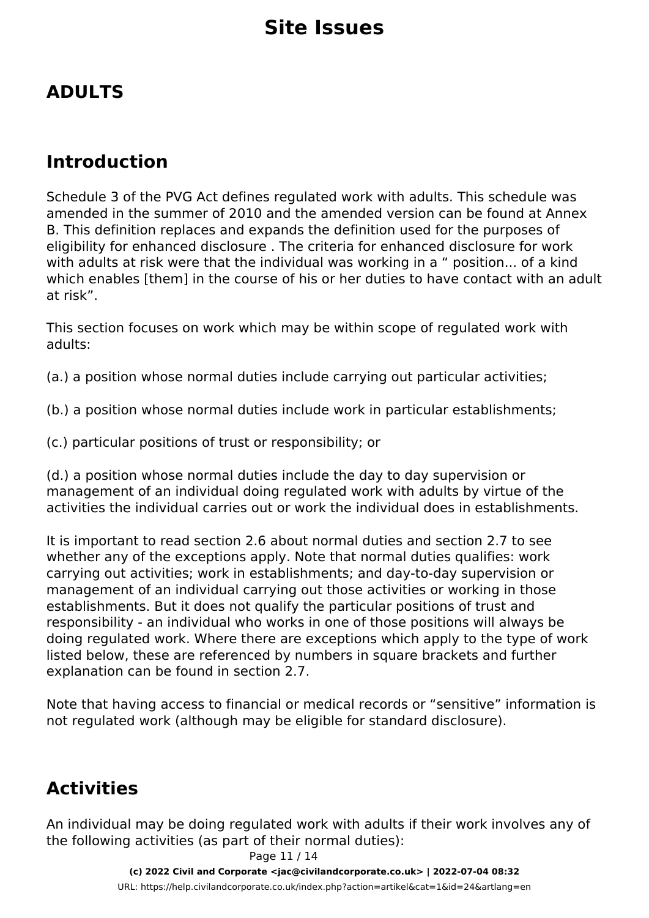# Site Issues

## ADULTS

## Introduction

Schedule 3 of the PVG Act defines regulated work with adults. This schedule was amended in the summer of 2010 and the amended version can be found at Annex B. This definition replaces and expands the definition used for the purposes of eligibility for enhanced disclosure . The criteria for enhanced disclosure for work with adults at risk were that the individual was working in a “ position... of a kind which enables [them] in the course of his or her duties to have contact with an adult at risk”.

This section focuses on work which may be within scope of regulated work with adults:

(a.) a position whose normal duties include carrying out particular activities;

(b.) a position whose normal duties include work in particular establishments;

(c.) particular positions of trust or responsibility; or

(d.) a position whose normal duties include the day to day supervision or management of an individual doing regulated work with adults by virtue of the activities the individual carries out or work the individual does in establishments.

It is important to read section 2.6 about normal duties and section 2.7 to see whether any of the exceptions apply. Note that normal duties qualifies: work carrying out activities; work in establishments; and day-to-day supervision or management of an individual carrying out those activities or working in those establishments. But it does not qualify the particular positions of trust and responsibility - an individual who works in one of those positions will always be doing regulated work. Where there are exceptions which apply to the type of work listed below, these are referenced by numbers in square brackets and further explanation can be found in section 2.7.

Note that having access to financial or medical records or “sensitive” information is not regulated work (although may be eligible for standard disclosure).

## Activities

An individual may be doing regulated work with adults if their work involves any of the following activities (as part of their normal duties):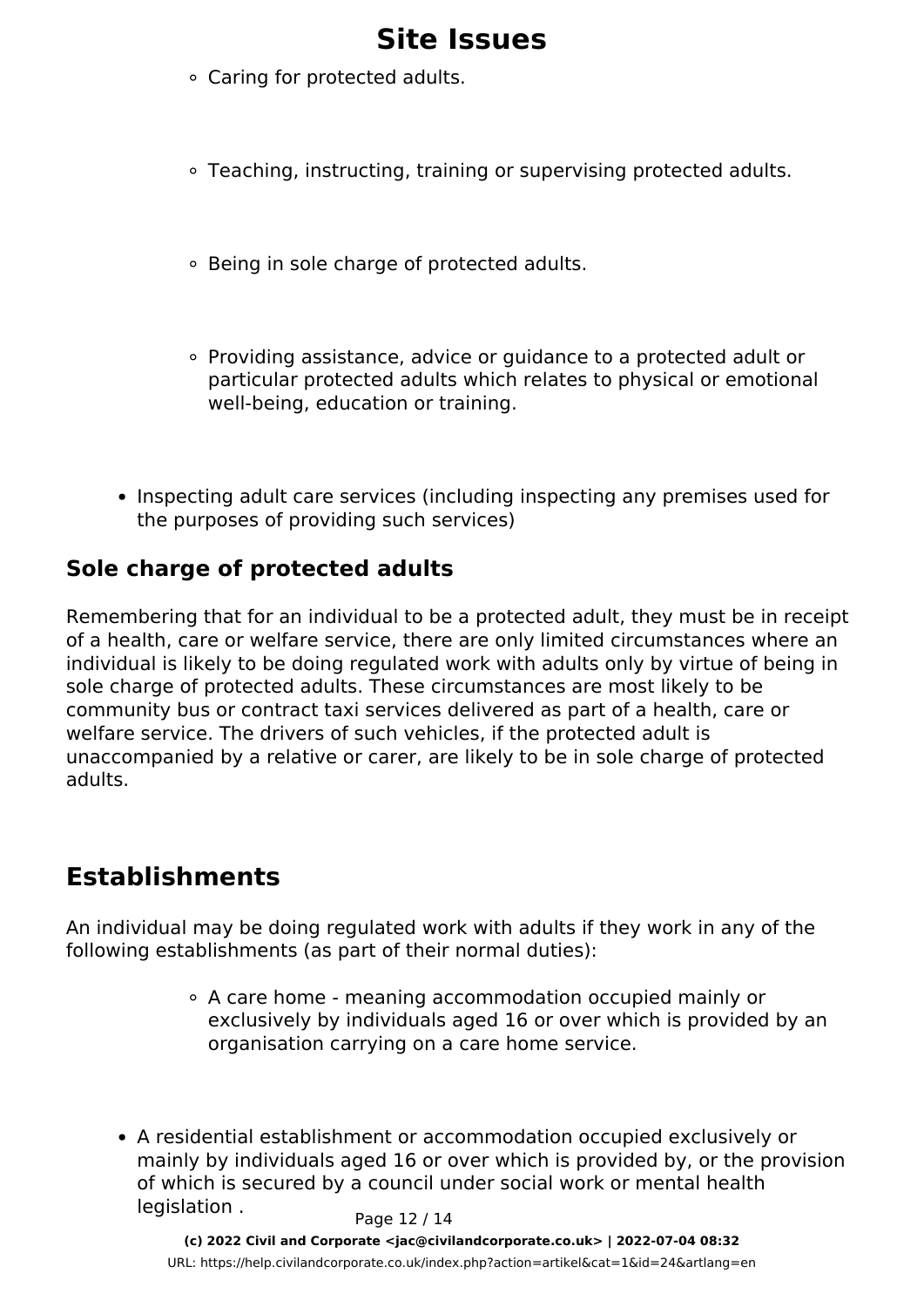- Caring for protected adults.
- Teaching, instructing, training or supervising protected adults.
- Being in sole charge of protected adults.
- Providing assistance, advice or guidance to a protected adult or particular protected adults which relates to physical or emotional well-being, education or training.

- Inspecting adult care services (including inspecting any premises used for the purposes of providing such services)

### Sole charge of protected adults

Remembering that for an individual to be a protected adult, they must be in receipt of a health, care or welfare service, there are only limited circumstances where an individual is likely to be doing regulated work with adults only by virtue of being in sole charge of protected adults. These circumstances are most likely to be community bus or contract taxi services delivered as part of a health, care or welfare service. The drivers of such vehicles, if the protected adult is unaccompanied by a relative or carer, are likely to be in sole charge of protected adults.

## Establishments

An individual may be doing regulated work with adults if they work in any of the following establishments (as part of their normal duties):

- A care home - meaning accommodation occupied mainly or exclusively by individuals aged 16 or over which is provided by an organisation carrying on a care home service.

- A residential establishment or accommodation occupied exclusively or mainly by individuals aged 16 or over which is provided by, or the provision of which is secured by a council under social work or mental health legislation .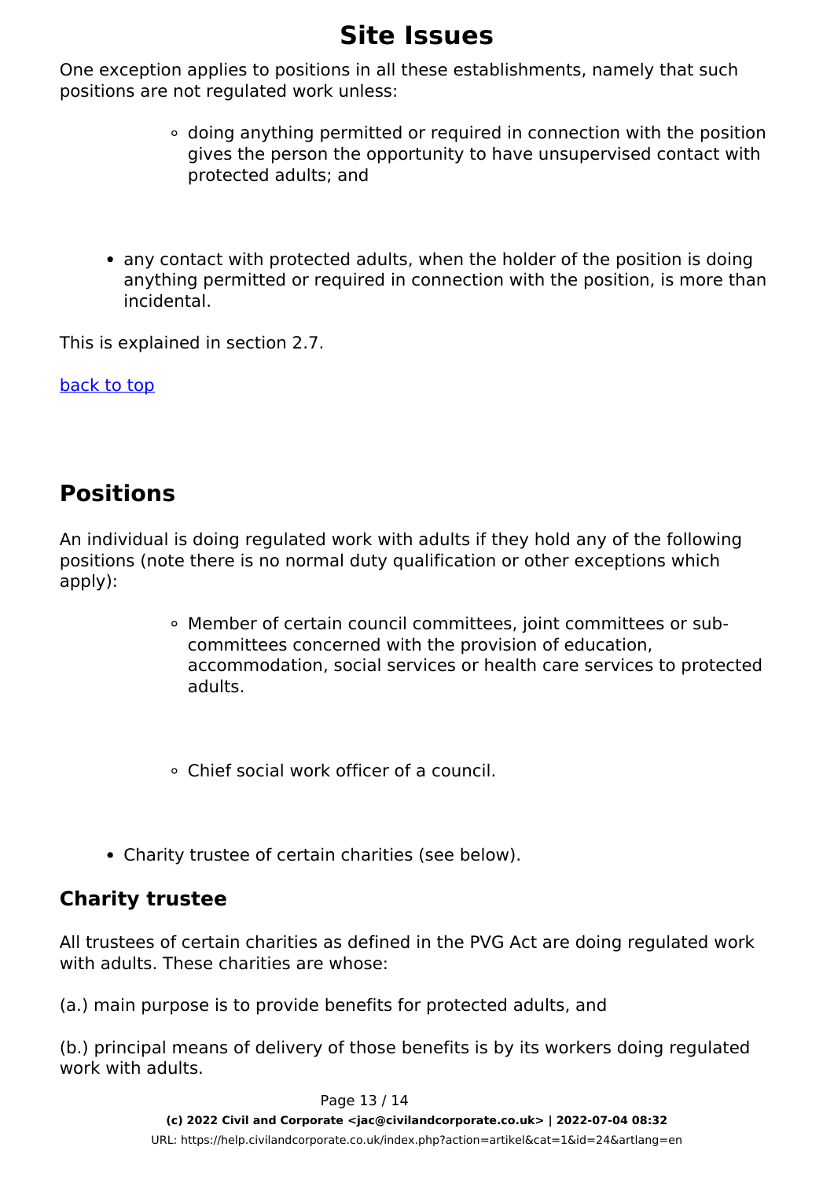One exception applies to positions in all these establishments, namely that such positions are not regulated work unless:

- doing anything permitted or required in connection with the position gives the person the opportunity to have unsupervised contact with protected adults; and

- any contact with protected adults, when the holder of the position is doing anything permitted or required in connection with the position, is more than incidental.

This is explained in section 2.7.

[back to top]

## Positions

An individual is doing regulated work with adults if they hold any of the following positions (note there is no normal duty qualification or other exceptions which apply):

- Member of certain council committees, joint committees or sub-committees concerned with the provision of education, accommodation, social services or health care services to protected adults.

- Chief social work officer of a council.

- Charity trustee of certain charities (see below).

### Charity trustee

All trustees of certain charities as defined in the PVG Act are doing regulated work with adults. These charities are whose:

(a.) main purpose is to provide benefits for protected adults, and

(b.) principal means of delivery of those benefits is by its workers doing regulated work with adults.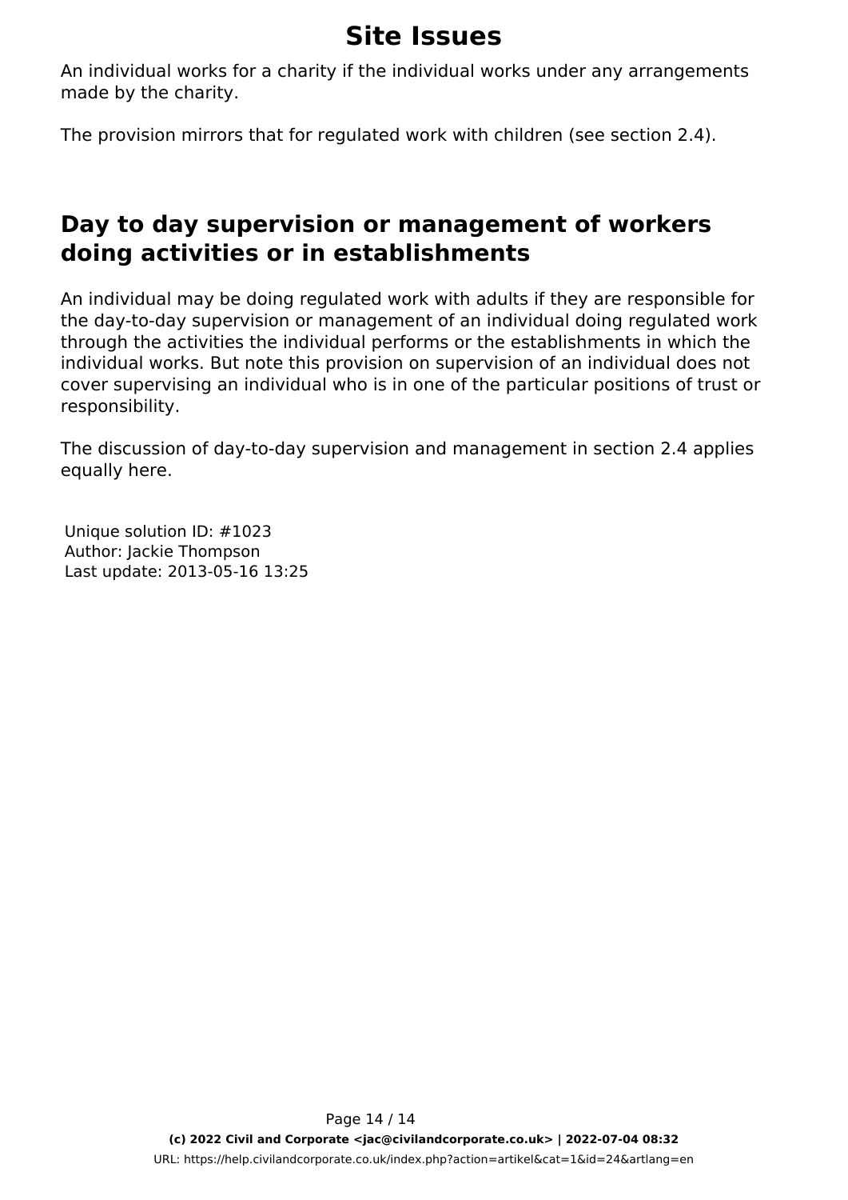An individual works for a charity if the individual works under any arrangements made by the charity.

The provision mirrors that for regulated work with children (see section 2.4).

## Day to day supervision or management of workers doing activities or in establishments

An individual may be doing regulated work with adults if they are responsible for the day-to-day supervision or management of an individual doing regulated work through the activities the individual performs or the establishments in which the individual works. But note this provision on supervision of an individual does not cover supervising an individual who is in one of the particular positions of trust or responsibility.

The discussion of day-to-day supervision and management in section 2.4 applies equally here.

Unique solution ID: #1023
Author: Jackie Thompson
Last update: 2013-05-16 13:25